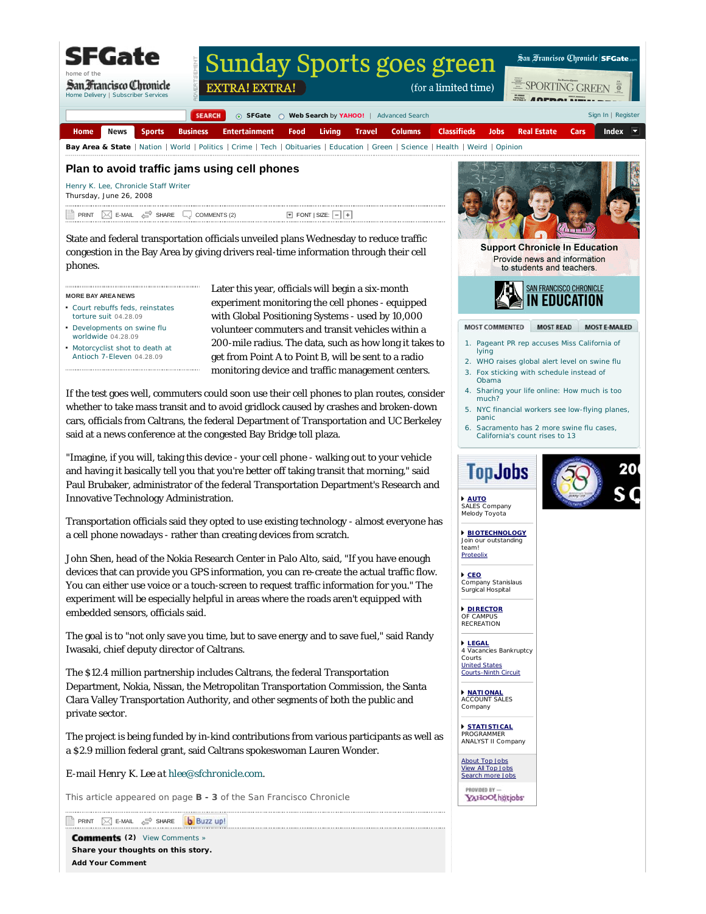# Plan to avoid traffic jams using cell phones

Henry K. Lee, Chronicle Staff Writer
Thursday, June 26, 2008

State and federal transportation officials unveiled plans Wednesday to reduce traffic congestion in the Bay Area by giving drivers real-time information through their cell phones.

Later this year, officials will begin a six-month experiment monitoring the cell phones - equipped with Global Positioning Systems - used by 10,000 volunteer commuters and transit vehicles within a 200-mile radius. The data, such as how long it takes to get from Point A to Point B, will be sent to a radio monitoring device and traffic management centers.

If the test goes well, commuters could soon use their cell phones to plan routes, consider whether to take mass transit and to avoid gridlock caused by crashes and broken-down cars, officials from Caltrans, the federal Department of Transportation and UC Berkeley said at a news conference at the congested Bay Bridge toll plaza.

"Imagine, if you will, taking this device - your cell phone - walking out to your vehicle and having it basically tell you that you're better off taking transit that morning," said Paul Brubaker, administrator of the federal Transportation Department's Research and Innovative Technology Administration.

Transportation officials said they opted to use existing technology - almost everyone has a cell phone nowadays - rather than creating devices from scratch.

John Shen, head of the Nokia Research Center in Palo Alto, said, "If you have enough devices that can provide you GPS information, you can re-create the actual traffic flow. You can either use voice or a touch-screen to request traffic information for you." The experiment will be especially helpful in areas where the roads aren't equipped with embedded sensors, officials said.

The goal is to "not only save you time, but to save energy and to save fuel," said Randy Iwasaki, chief deputy director of Caltrans.

The $12.4 million partnership includes Caltrans, the federal Transportation Department, Nokia, Nissan, the Metropolitan Transportation Commission, the Santa Clara Valley Transportation Authority, and other segments of both the public and private sector.

The project is being funded by in-kind contributions from various participants as well as a $2.9 million federal grant, said Caltrans spokeswoman Lauren Wonder.

E-mail Henry K. Lee at hlee@sfchronicle.com.

This article appeared on page **B - 3** of the San Francisco Chronicle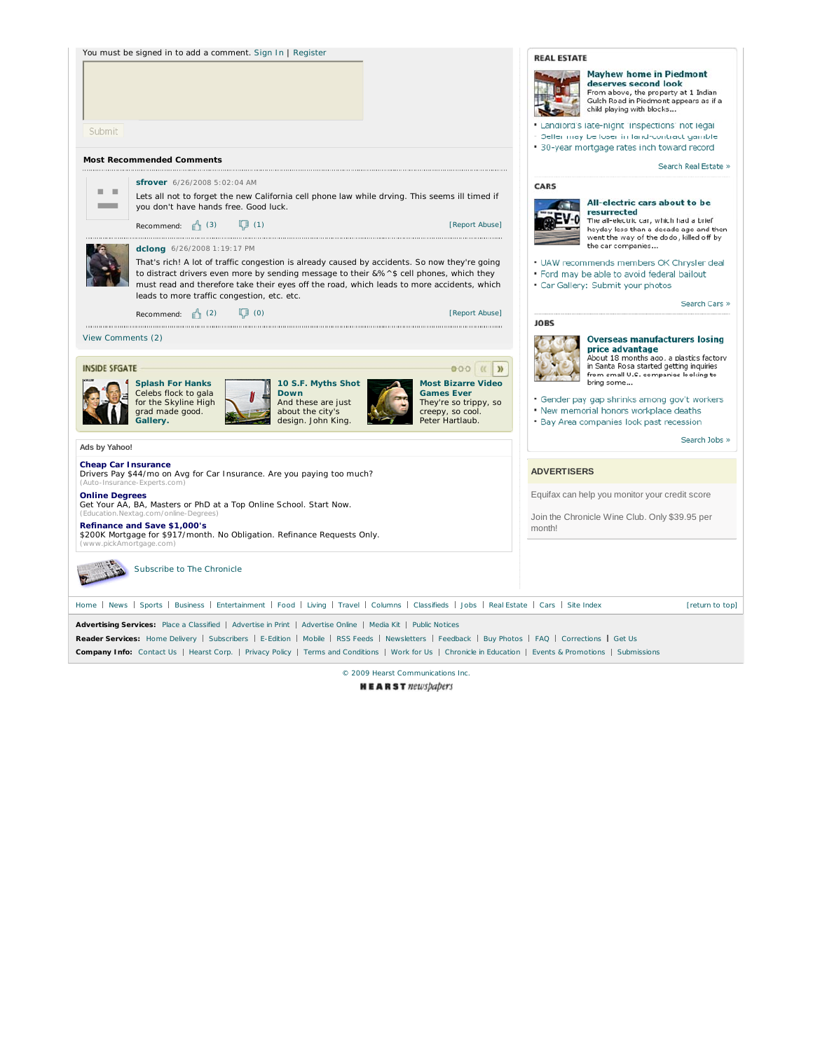You must be signed in to add a comment. Sign In | Register

Submit

**Most Recommended Comments**

**sfrover** 6/26/2008 5:02:04 AM

Lets all not to forget the new California cell phone law while drving. This seems ill timed if you don't have hands free. Good luck.

Recommend: (3) (1) [Report Abuse]

**dclong** 6/26/2008 1:19:17 PM

That's rich! A lot of traffic congestion is already caused by accidents. So now they're going to distract drivers even more by sending message to their &%^$ cell phones, which they must read and therefore take their eyes off the road, which leads to more accidents, which leads to more traffic congestion, etc. etc.

Recommend: (2) (0) [Report Abuse]

View Comments (2)

**INSIDE SFGATE**

**Splash For Hanks**
Celebs flock to gala for the Skyline High grad made good. **Gallery.**

**10 S.F. Myths Shot Down**
And these are just about the city's design. John King.

**Most Bizarre Video Games Ever**
They're so trippy, so creepy, so cool. Peter Hartlaub.

Ads by Yahoo!

**Cheap Car Insurance**
Drivers Pay $44/mo on Avg for Car Insurance. Are you paying too much?
(Auto-Insurance-Experts.com)

**Online Degrees**
Get Your AA, BA, Masters or PhD at a Top Online School. Start Now.
(Education.Nextag.com/online-Degrees)

**Refinance and Save $1,000's**
$200K Mortgage for $917/month. No Obligation. Refinance Requests Only.
(www.pickAmortgage.com)

Subscribe to The Chronicle

**REAL ESTATE**

**Mayhew home in Piedmont deserves second look**
From above, the property at 1 Indian Gulch Road in Piedmont appears as if a child playing with blocks...

- Landlord's late-night 'inspections' not legal
- Seller may be loser in land-contract gamble
- 30-year mortgage rates inch toward record

Search Real Estate »

**CARS**

**All-electric cars about to be resurrected**
The all-electric car, which had a brief heyday less than a decade ago and then went the way of the dodo, killed off by the car companies...

- UAW recommends members OK Chrysler deal
- Ford may be able to avoid federal bailout
- Car Gallery: Submit your photos

Search Cars »

**JOBS**

**Overseas manufacturers losing price advantage**
About 18 months ago, a plastics factory in Santa Rosa started getting inquiries from small U.S. companies looking to bring some...

- Gender pay gap shrinks among gov't workers
- New memorial honors workplace deaths
- Bay Area companies look past recession

Search Jobs »

**ADVERTISERS**

Equifax can help you monitor your credit score

Join the Chronicle Wine Club. Only $39.95 per month!

Home | News | Sports | Business | Entertainment | Food | Living | Travel | Columns | Classifieds | Jobs | Real Estate | Cars | Site Index [return to top]

**Advertising Services:** Place a Classified | Advertise in Print | Advertise Online | Media Kit | Public Notices

**Reader Services:** Home Delivery | Subscribers | E-Edition | Mobile | RSS Feeds | Newsletters | Feedback | Buy Photos | FAQ | Corrections | Get Us

**Company Info:** Contact Us | Hearst Corp. | Privacy Policy | Terms and Conditions | Work for Us | Chronicle in Education | Events & Promotions | Submissions

© 2009 Hearst Communications Inc.

HEARST *newspapers*